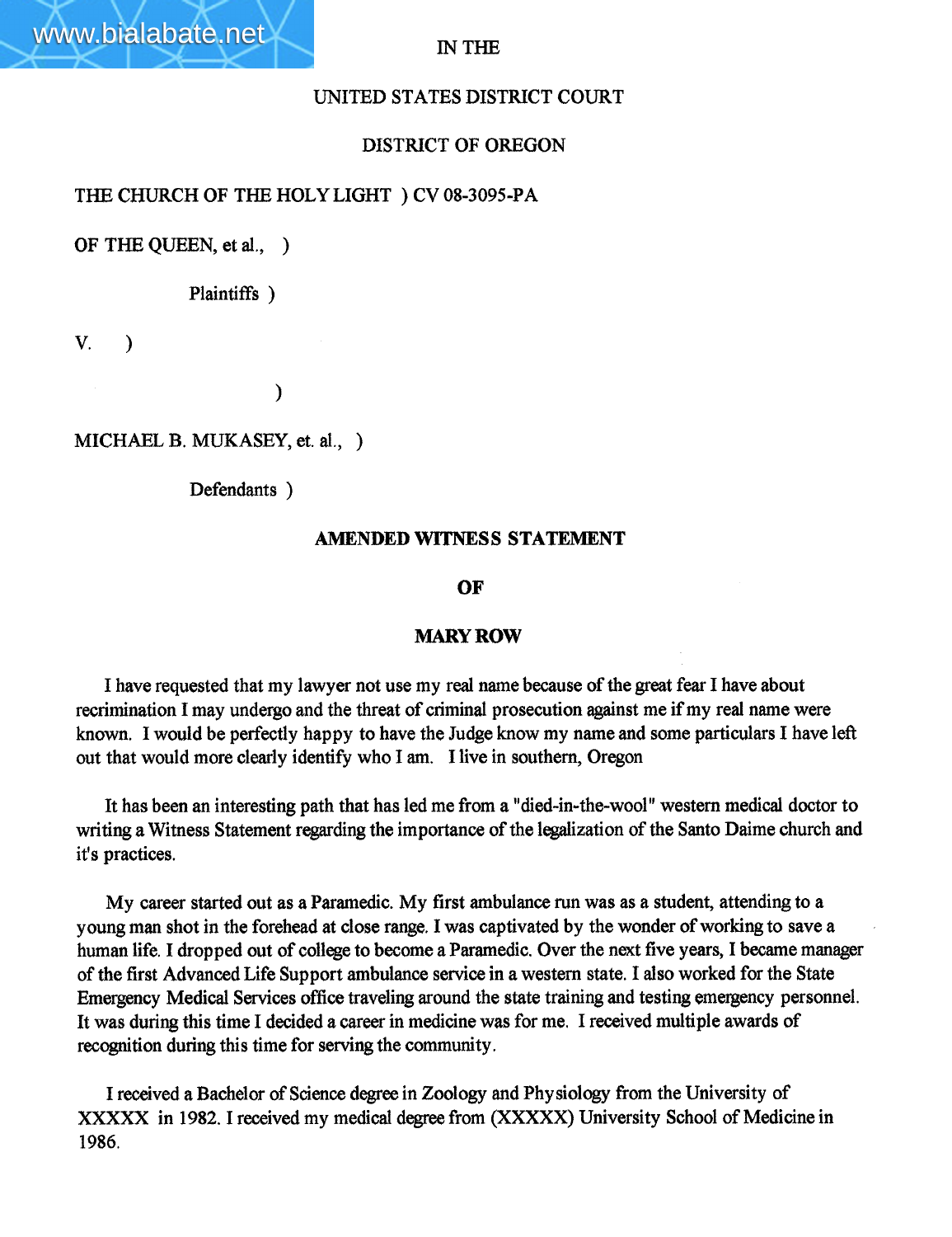IN THE

UNITED STATES DISTRICT COURT

DISTRICT OF OREGON

THE CHURCH OF THE HOLY LIGHT ) CV 08-3095-PA

OF THE QUEEN, et al., )

Plaintiffs )

V. )

)

MICHAEL B. MUKASEY, et. al., )

Defendants )

**AMENDED WITNESS STATEMENT**

**OF**

**MARY ROW**

I have requested that my lawyer not use my real name because of the great fear I have about recrimination I may undergo and the threat of criminal prosecution against me if my real name were known. I would be perfectly happy to have the Judge know my name and some particulars I have left out that would more clearly identify who I am. I live in southern, Oregon

It has been an interesting path that has led me from a "died-in-the-wool" western medical doctor to writing a Witness Statement regarding the importance of the legalization of the Santo Daime church and it's practices.

My career started out as a Paramedic. My first ambulance run was as a student, attending to a young man shot in the forehead at close range. I was captivated by the wonder of working to save a human life. I dropped out of college to become a Paramedic. Over the next five years, I became manager of the first Advanced Life Support ambulance service in a western state. I also worked for the State Emergency Medical Services office traveling around the state training and testing emergency personnel. It was during this time I decided a career in medicine was for me. I received multiple awards of recognition during this time for serving the community.

I received a Bachelor of Science degree in Zoology and Physiology from the University of XXXXX in 1982. I received my medical degree from (XXXXX) University School of Medicine in 1986.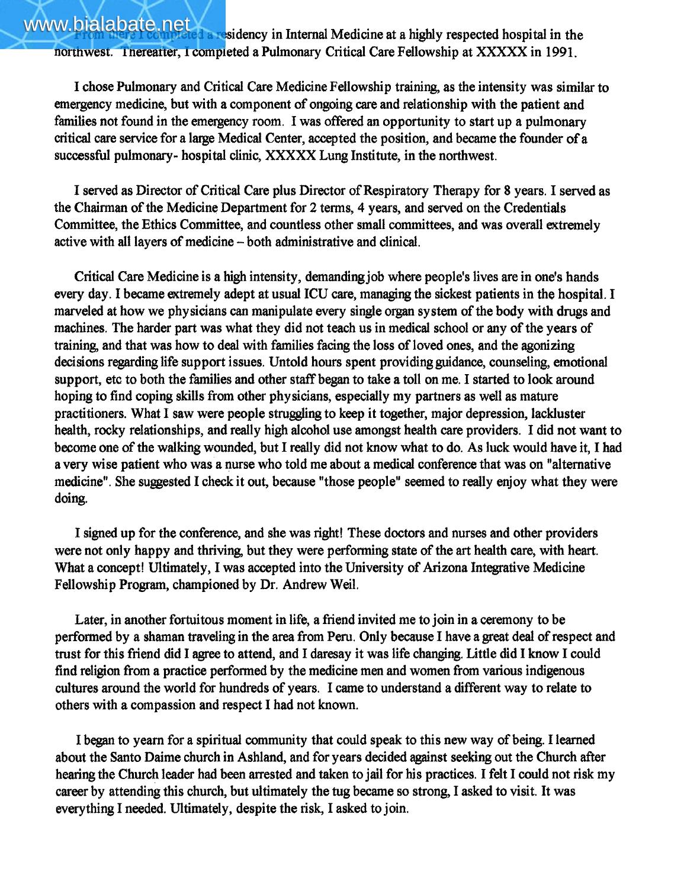From there I completed a residency in Internal Medicine at a highly respected hospital in the northwest. Thereafter, I completed a Pulmonary Critical Care Fellowship at XXXXX in 1991.

I chose Pulmonary and Critical Care Medicine Fellowship training, as the intensity was similar to emergency medicine, but with a component of ongoing care and relationship with the patient and families not found in the emergency room. I was offered an opportunity to start up a pulmonary critical care service for a large Medical Center, accepted the position, and became the founder of a successful pulmonary- hospital clinic, XXXXX Lung Institute, in the northwest.

I served as Director of Critical Care plus Director of Respiratory Therapy for 8 years. I served as the Chairman of the Medicine Department for 2 terms, 4 years, and served on the Credentials Committee, the Ethics Committee, and countless other small committees, and was overall extremely active with all layers of medicine – both administrative and clinical.

Critical Care Medicine is a high intensity, demanding job where people's lives are in one's hands every day. I became extremely adept at usual ICU care, managing the sickest patients in the hospital. I marveled at how we physicians can manipulate every single organ system of the body with drugs and machines. The harder part was what they did not teach us in medical school or any of the years of training, and that was how to deal with families facing the loss of loved ones, and the agonizing decisions regarding life support issues. Untold hours spent providing guidance, counseling, emotional support, etc to both the families and other staff began to take a toll on me. I started to look around hoping to find coping skills from other physicians, especially my partners as well as mature practitioners. What I saw were people struggling to keep it together, major depression, lackluster health, rocky relationships, and really high alcohol use amongst health care providers. I did not want to become one of the walking wounded, but I really did not know what to do. As luck would have it, I had a very wise patient who was a nurse who told me about a medical conference that was on "alternative medicine". She suggested I check it out, because "those people" seemed to really enjoy what they were doing.

I signed up for the conference, and she was right! These doctors and nurses and other providers were not only happy and thriving, but they were performing state of the art health care, with heart. What a concept! Ultimately, I was accepted into the University of Arizona Integrative Medicine Fellowship Program, championed by Dr. Andrew Weil.

Later, in another fortuitous moment in life, a friend invited me to join in a ceremony to be performed by a shaman traveling in the area from Peru. Only because I have a great deal of respect and trust for this friend did I agree to attend, and I daresay it was life changing. Little did I know I could find religion from a practice performed by the medicine men and women from various indigenous cultures around the world for hundreds of years. I came to understand a different way to relate to others with a compassion and respect I had not known.

I began to yearn for a spiritual community that could speak to this new way of being. I learned about the Santo Daime church in Ashland, and for years decided against seeking out the Church after hearing the Church leader had been arrested and taken to jail for his practices. I felt I could not risk my career by attending this church, but ultimately the tug became so strong, I asked to visit. It was everything I needed. Ultimately, despite the risk, I asked to join.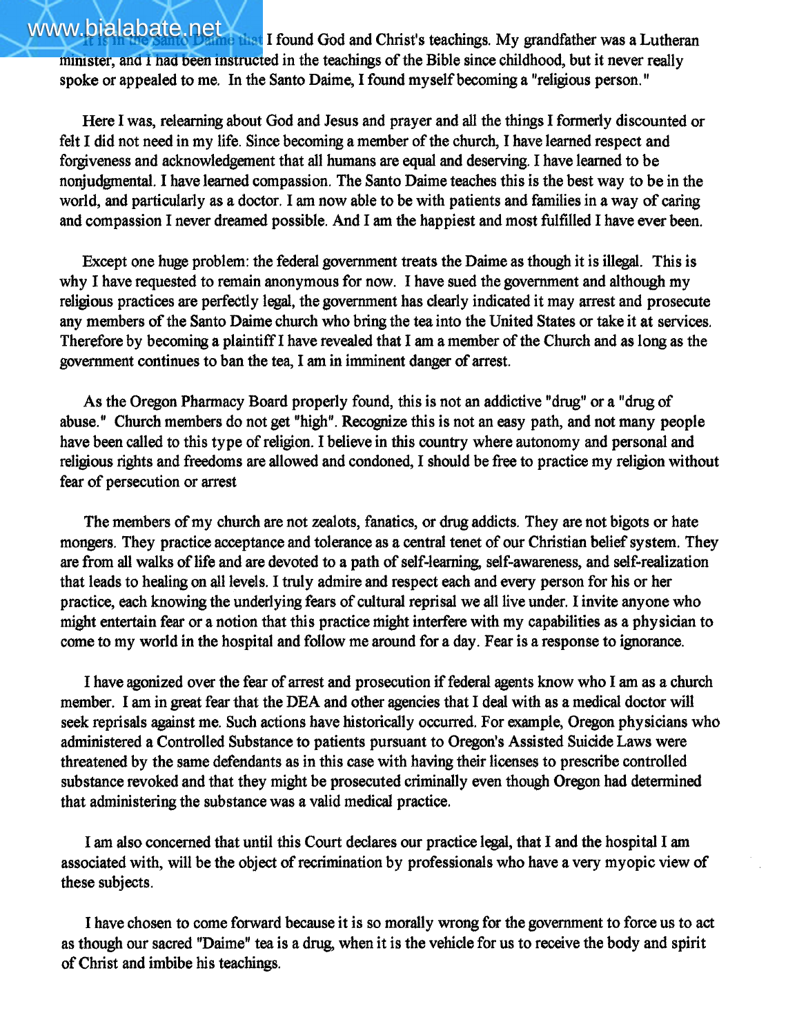It is in the Santo Daime that I found God and Christ's teachings. My grandfather was a Lutheran minister, and I had been instructed in the teachings of the Bible since childhood, but it never really spoke or appealed to me. In the Santo Daime, I found myself becoming a "religious person."

Here I was, relearning about God and Jesus and prayer and all the things I formerly discounted or felt I did not need in my life. Since becoming a member of the church, I have learned respect and forgiveness and acknowledgement that all humans are equal and deserving. I have learned to be nonjudgmental. I have learned compassion. The Santo Daime teaches this is the best way to be in the world, and particularly as a doctor. I am now able to be with patients and families in a way of caring and compassion I never dreamed possible. And I am the happiest and most fulfilled I have ever been.

Except one huge problem: the federal government treats the Daime as though it is illegal. This is why I have requested to remain anonymous for now. I have sued the government and although my religious practices are perfectly legal, the government has clearly indicated it may arrest and prosecute any members of the Santo Daime church who bring the tea into the United States or take it at services. Therefore by becoming a plaintiff I have revealed that I am a member of the Church and as long as the government continues to ban the tea, I am in imminent danger of arrest.

As the Oregon Pharmacy Board properly found, this is not an addictive "drug" or a "drug of abuse." Church members do not get "high". Recognize this is not an easy path, and not many people have been called to this type of religion. I believe in this country where autonomy and personal and religious rights and freedoms are allowed and condoned, I should be free to practice my religion without fear of persecution or arrest

The members of my church are not zealots, fanatics, or drug addicts. They are not bigots or hate mongers. They practice acceptance and tolerance as a central tenet of our Christian belief system. They are from all walks of life and are devoted to a path of self-learning, self-awareness, and self-realization that leads to healing on all levels. I truly admire and respect each and every person for his or her practice, each knowing the underlying fears of cultural reprisal we all live under. I invite anyone who might entertain fear or a notion that this practice might interfere with my capabilities as a physician to come to my world in the hospital and follow me around for a day. Fear is a response to ignorance.

I have agonized over the fear of arrest and prosecution if federal agents know who I am as a church member. I am in great fear that the DEA and other agencies that I deal with as a medical doctor will seek reprisals against me. Such actions have historically occurred. For example, Oregon physicians who administered a Controlled Substance to patients pursuant to Oregon's Assisted Suicide Laws were threatened by the same defendants as in this case with having their licenses to prescribe controlled substance revoked and that they might be prosecuted criminally even though Oregon had determined that administering the substance was a valid medical practice.

I am also concerned that until this Court declares our practice legal, that I and the hospital I am associated with, will be the object of recrimination by professionals who have a very myopic view of these subjects.

I have chosen to come forward because it is so morally wrong for the government to force us to act as though our sacred "Daime" tea is a drug, when it is the vehicle for us to receive the body and spirit of Christ and imbibe his teachings.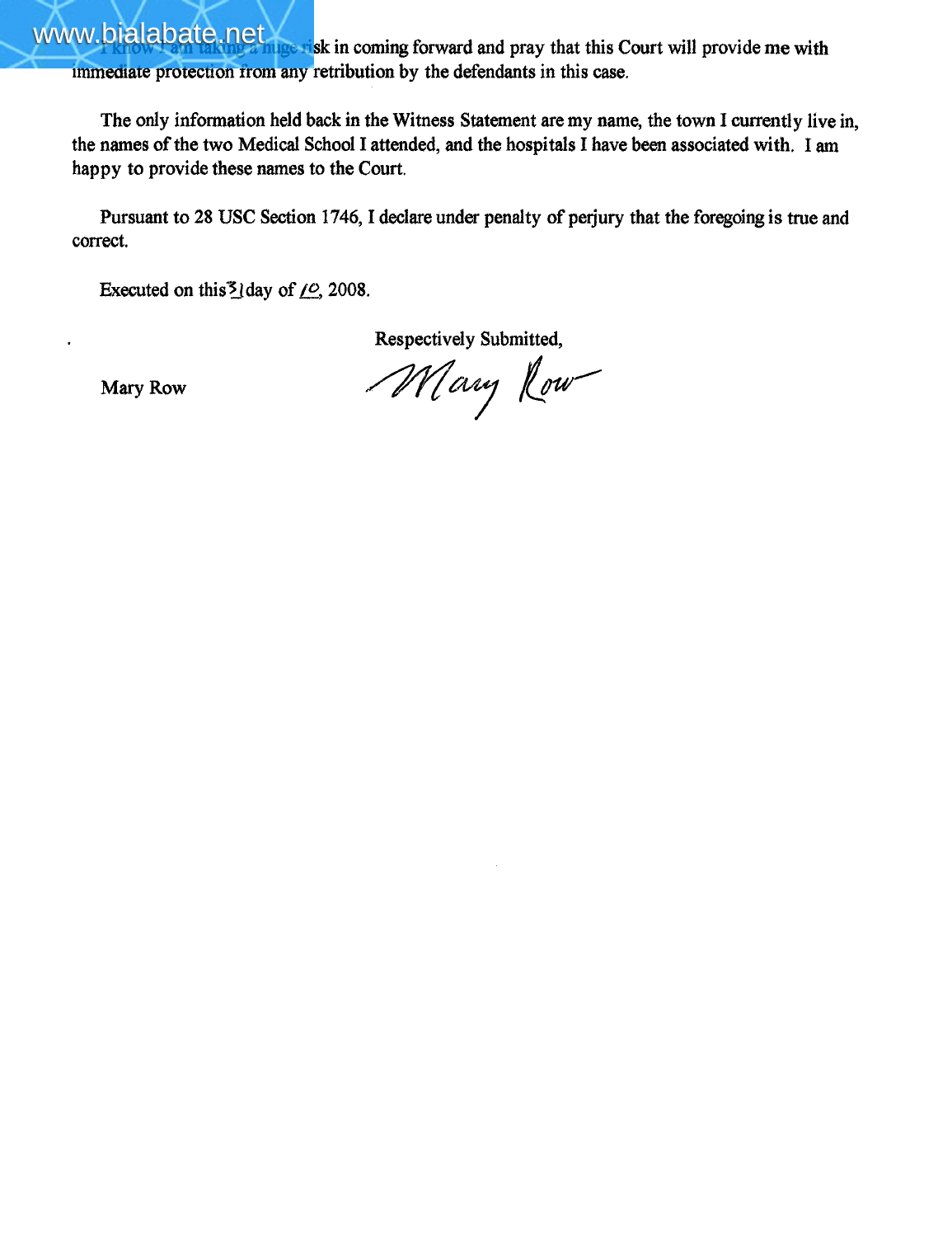I know I am taking a huge risk in coming forward and pray that this Court will provide me with immediate protection from any retribution by the defendants in this case.

The only information held back in the Witness Statement are my name, the town I currently live in, the names of the two Medical School I attended, and the hospitals I have been associated with. I am happy to provide these names to the Court.

Pursuant to 28 USC Section 1746, I declare under penalty of perjury that the foregoing is true and correct.

Executed on this 31 day of 10, 2008.

Respectively Submitted,

Mary Row

Mary Row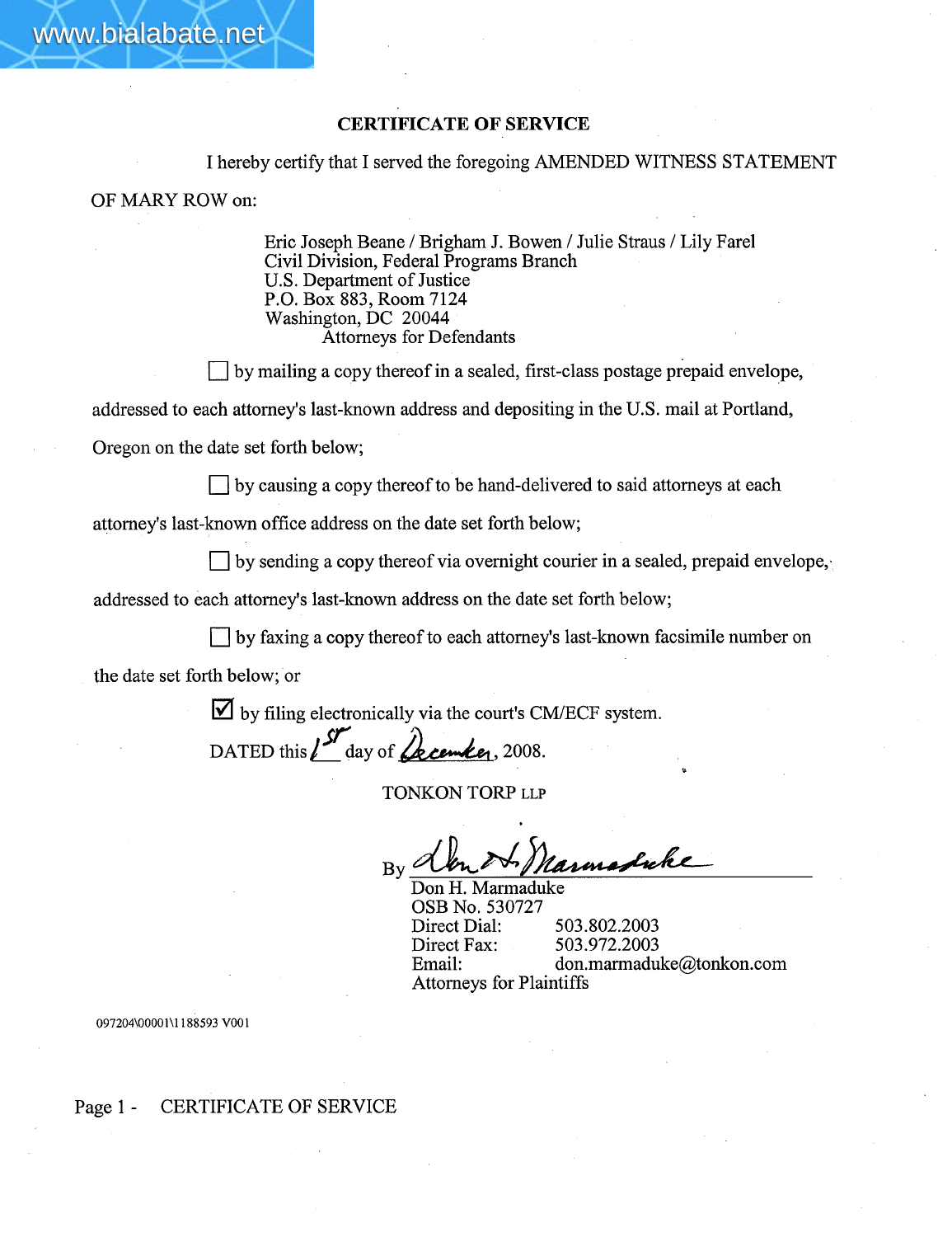# CERTIFICATE OF SERVICE

I hereby certify that I served the foregoing AMENDED WITNESS STATEMENT OF MARY ROW on:

Eric Joseph Beane / Brigham J. Bowen / Julie Straus / Lily Farel
Civil Division, Federal Programs Branch
U.S. Department of Justice
P.O. Box 883, Room 7124
Washington, DC 20044
Attorneys for Defendants

☐ by mailing a copy thereof in a sealed, first-class postage prepaid envelope, addressed to each attorney's last-known address and depositing in the U.S. mail at Portland, Oregon on the date set forth below;

☐ by causing a copy thereof to be hand-delivered to said attorneys at each attorney's last-known office address on the date set forth below;

☐ by sending a copy thereof via overnight courier in a sealed, prepaid envelope, addressed to each attorney's last-known address on the date set forth below;

☐ by faxing a copy thereof to each attorney's last-known facsimile number on the date set forth below; or

☑ by filing electronically via the court's CM/ECF system.

DATED this 1st day of December, 2008.

TONKON TORP LLP

By Don H. Marmaduke
Don H. Marmaduke
OSB No. 530727
Direct Dial: 503.802.2003
Direct Fax: 503.972.2003
Email: don.marmaduke@tonkon.com
Attorneys for Plaintiffs

097204\00001\1188593 V001

Page 1 - CERTIFICATE OF SERVICE